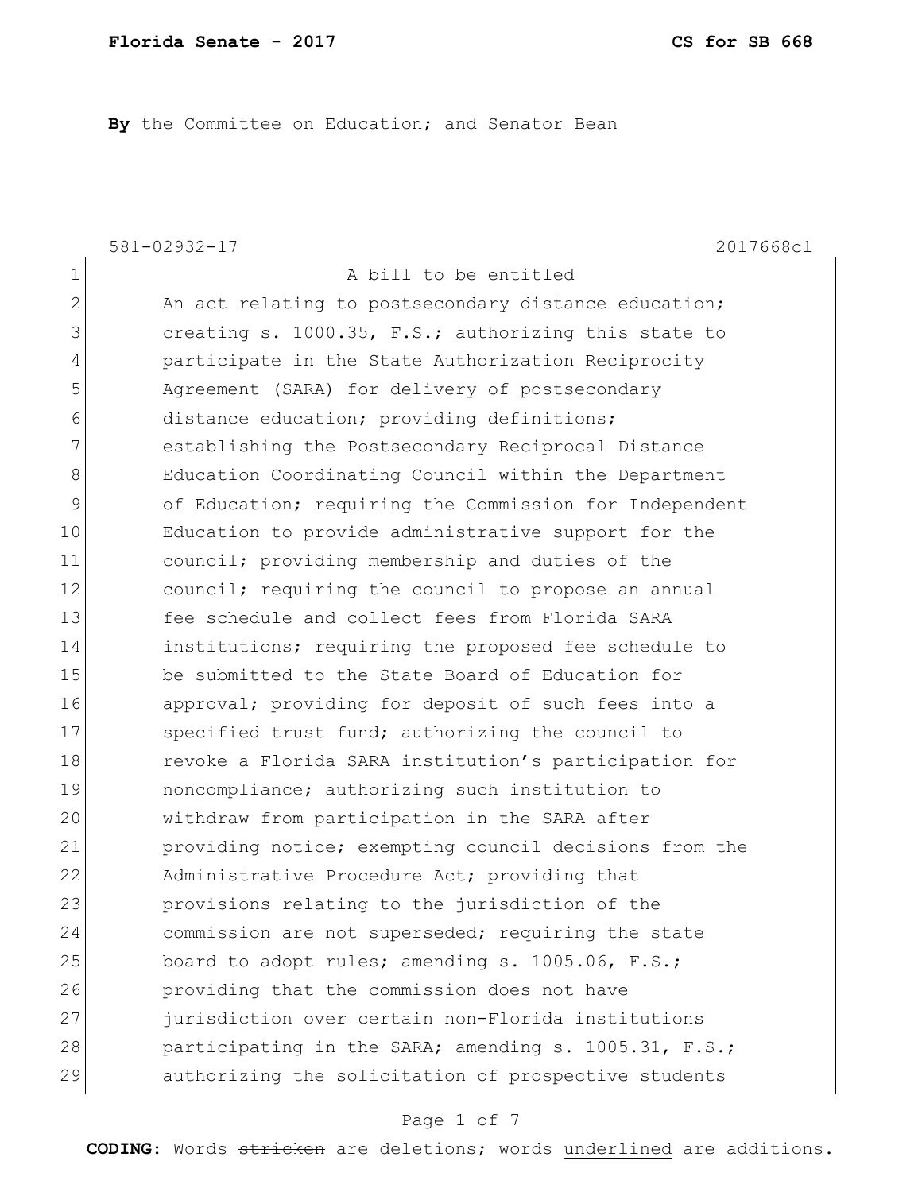**By** the Committee on Education; and Senator Bean

581-02932-17 2017668c1

1 A bill to be entitled
2 An act relating to postsecondary distance education;
3 creating s. 1000.35, F.S.; authorizing this state to
4 participate in the State Authorization Reciprocity
5 Agreement (SARA) for delivery of postsecondary
6 distance education; providing definitions;
7 establishing the Postsecondary Reciprocal Distance
8 Education Coordinating Council within the Department
9 of Education; requiring the Commission for Independent
10 Education to provide administrative support for the
11 council; providing membership and duties of the
12 council; requiring the council to propose an annual
13 fee schedule and collect fees from Florida SARA
14 institutions; requiring the proposed fee schedule to
15 be submitted to the State Board of Education for
16 approval; providing for deposit of such fees into a
17 specified trust fund; authorizing the council to
18 revoke a Florida SARA institution's participation for
19 noncompliance; authorizing such institution to
20 withdraw from participation in the SARA after
21 providing notice; exempting council decisions from the
22 Administrative Procedure Act; providing that
23 provisions relating to the jurisdiction of the
24 commission are not superseded; requiring the state
25 board to adopt rules; amending s. 1005.06, F.S.;
26 providing that the commission does not have
27 jurisdiction over certain non-Florida institutions
28 participating in the SARA; amending s. 1005.31, F.S.;
29 authorizing the solicitation of prospective students

**CODING:** Words ~~stricken~~ are deletions; words <u>underlined</u> are additions.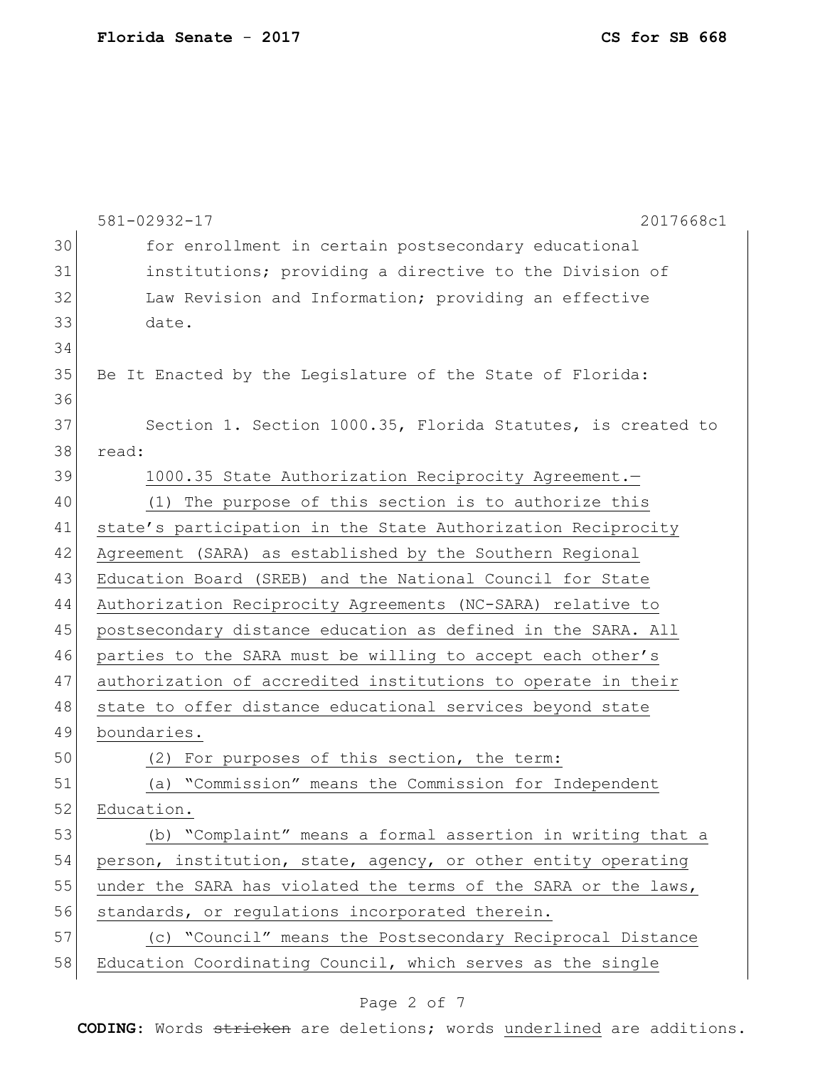for enrollment in certain postsecondary educational institutions; providing a directive to the Division of Law Revision and Information; providing an effective date.

Be It Enacted by the Legislature of the State of Florida:

Section 1. Section 1000.35, Florida Statutes, is created to read:

1000.35 State Authorization Reciprocity Agreement.—

(1) The purpose of this section is to authorize this state's participation in the State Authorization Reciprocity Agreement (SARA) as established by the Southern Regional Education Board (SREB) and the National Council for State Authorization Reciprocity Agreements (NC-SARA) relative to postsecondary distance education as defined in the SARA. All parties to the SARA must be willing to accept each other's authorization of accredited institutions to operate in their state to offer distance educational services beyond state boundaries.

(2) For purposes of this section, the term:

(a) "Commission" means the Commission for Independent Education.

(b) "Complaint" means a formal assertion in writing that a person, institution, state, agency, or other entity operating under the SARA has violated the terms of the SARA or the laws, standards, or regulations incorporated therein.

(c) "Council" means the Postsecondary Reciprocal Distance Education Coordinating Council, which serves as the single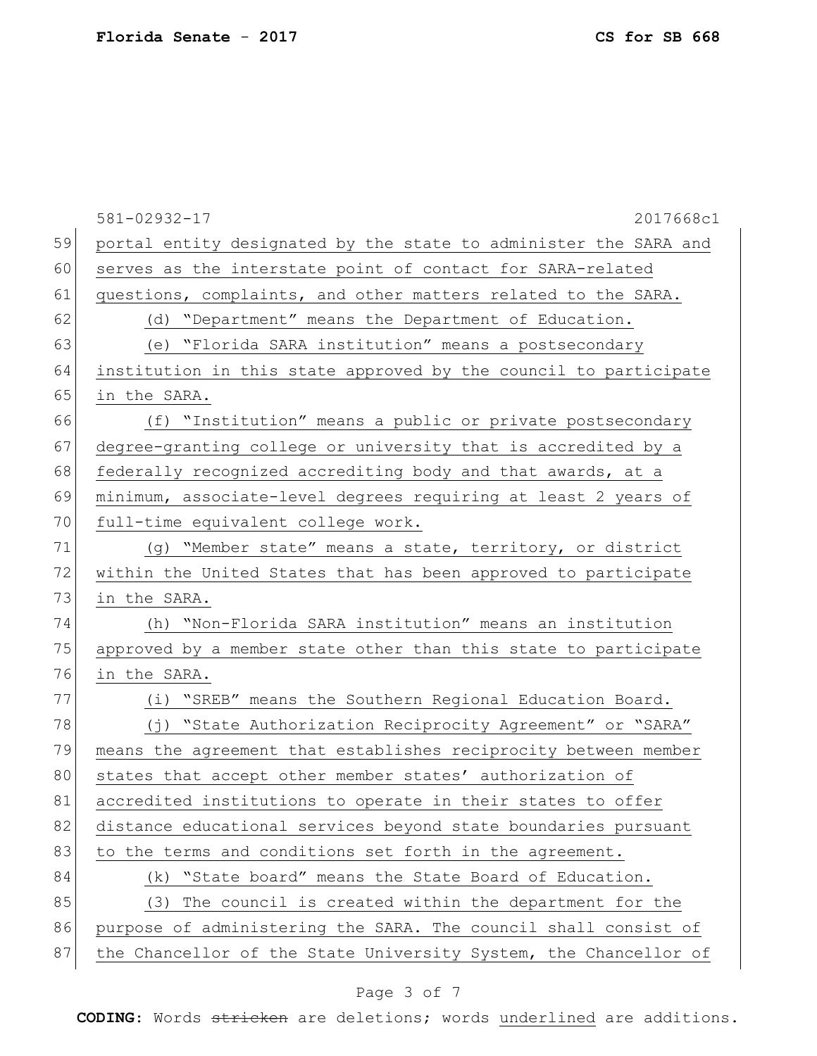portal entity designated by the state to administer the SARA and serves as the interstate point of contact for SARA-related questions, complaints, and other matters related to the SARA.

(d) "Department" means the Department of Education.

(e) "Florida SARA institution" means a postsecondary institution in this state approved by the council to participate in the SARA.

(f) "Institution" means a public or private postsecondary degree-granting college or university that is accredited by a federally recognized accrediting body and that awards, at a minimum, associate-level degrees requiring at least 2 years of full-time equivalent college work.

(g) "Member state" means a state, territory, or district within the United States that has been approved to participate in the SARA.

(h) "Non-Florida SARA institution" means an institution approved by a member state other than this state to participate in the SARA.

(i) "SREB" means the Southern Regional Education Board.

(j) "State Authorization Reciprocity Agreement" or "SARA" means the agreement that establishes reciprocity between member states that accept other member states' authorization of accredited institutions to operate in their states to offer distance educational services beyond state boundaries pursuant to the terms and conditions set forth in the agreement.

(k) "State board" means the State Board of Education.

(3) The council is created within the department for the purpose of administering the SARA. The council shall consist of the Chancellor of the State University System, the Chancellor of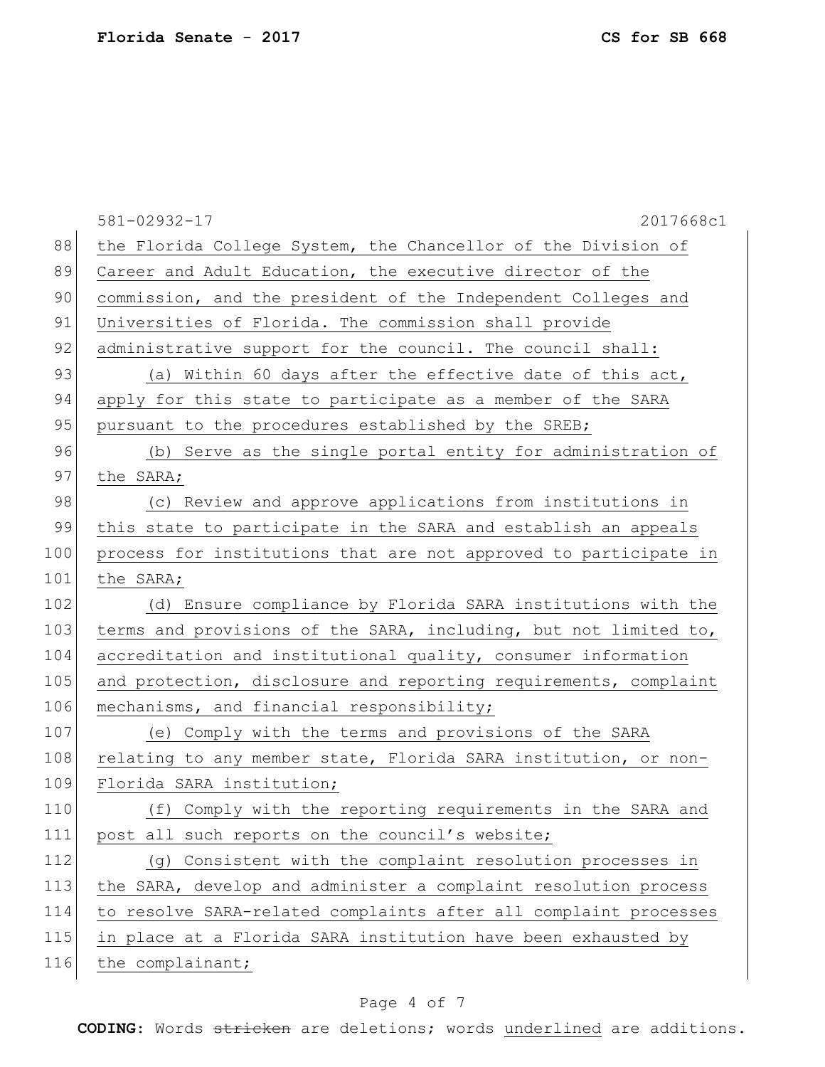581-02932-17 2017668c1

the Florida College System, the Chancellor of the Division of Career and Adult Education, the executive director of the commission, and the president of the Independent Colleges and Universities of Florida. The commission shall provide administrative support for the council. The council shall:

(a) Within 60 days after the effective date of this act, apply for this state to participate as a member of the SARA pursuant to the procedures established by the SREB;

(b) Serve as the single portal entity for administration of the SARA;

(c) Review and approve applications from institutions in this state to participate in the SARA and establish an appeals process for institutions that are not approved to participate in the SARA;

(d) Ensure compliance by Florida SARA institutions with the terms and provisions of the SARA, including, but not limited to, accreditation and institutional quality, consumer information and protection, disclosure and reporting requirements, complaint mechanisms, and financial responsibility;

(e) Comply with the terms and provisions of the SARA relating to any member state, Florida SARA institution, or non-Florida SARA institution;

(f) Comply with the reporting requirements in the SARA and post all such reports on the council's website;

(g) Consistent with the complaint resolution processes in the SARA, develop and administer a complaint resolution process to resolve SARA-related complaints after all complaint processes in place at a Florida SARA institution have been exhausted by the complainant;

**CODING:** Words ~~stricken~~ are deletions; words underlined are additions.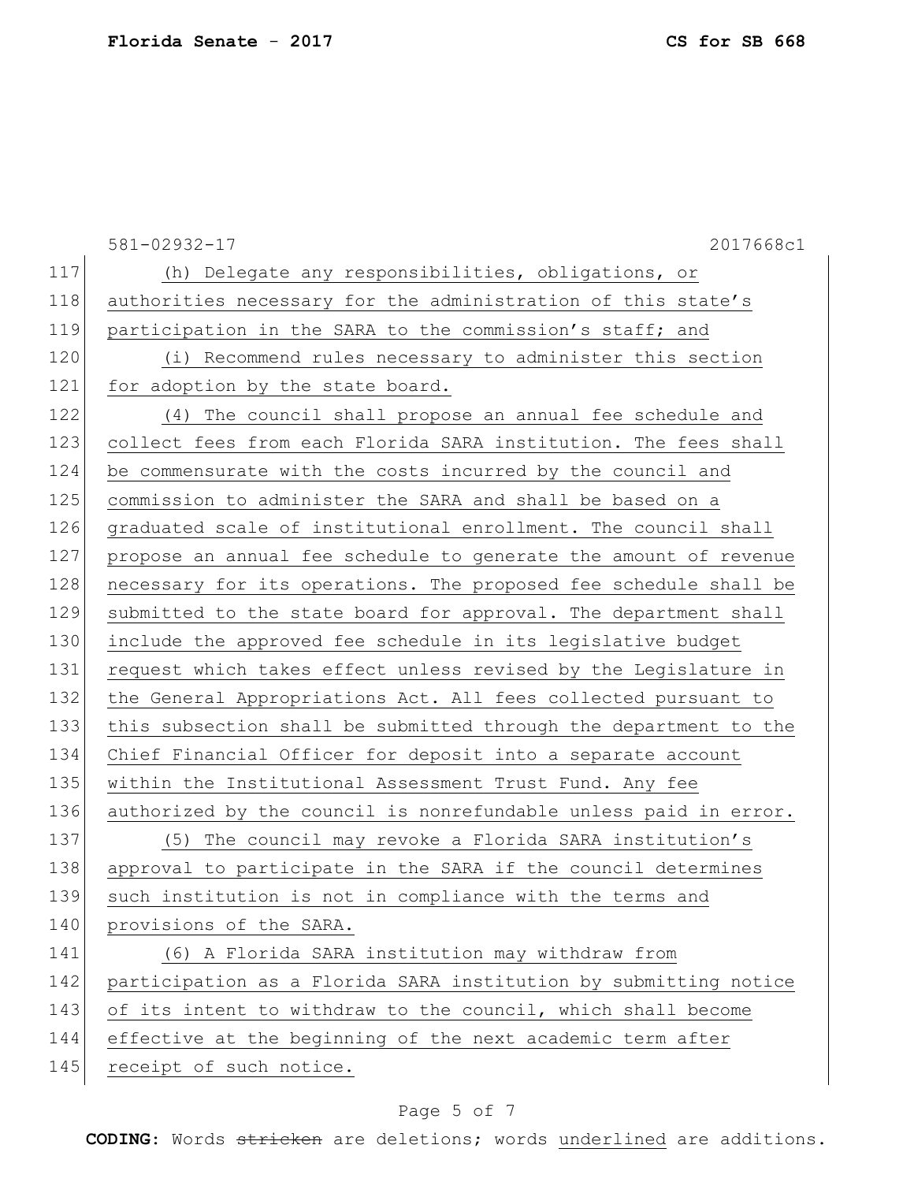(h) Delegate any responsibilities, obligations, or authorities necessary for the administration of this state's participation in the SARA to the commission's staff; and

(i) Recommend rules necessary to administer this section for adoption by the state board.

(4) The council shall propose an annual fee schedule and collect fees from each Florida SARA institution. The fees shall be commensurate with the costs incurred by the council and commission to administer the SARA and shall be based on a graduated scale of institutional enrollment. The council shall propose an annual fee schedule to generate the amount of revenue necessary for its operations. The proposed fee schedule shall be submitted to the state board for approval. The department shall include the approved fee schedule in its legislative budget request which takes effect unless revised by the Legislature in the General Appropriations Act. All fees collected pursuant to this subsection shall be submitted through the department to the Chief Financial Officer for deposit into a separate account within the Institutional Assessment Trust Fund. Any fee authorized by the council is nonrefundable unless paid in error.

(5) The council may revoke a Florida SARA institution's approval to participate in the SARA if the council determines such institution is not in compliance with the terms and provisions of the SARA.

(6) A Florida SARA institution may withdraw from participation as a Florida SARA institution by submitting notice of its intent to withdraw to the council, which shall become effective at the beginning of the next academic term after receipt of such notice.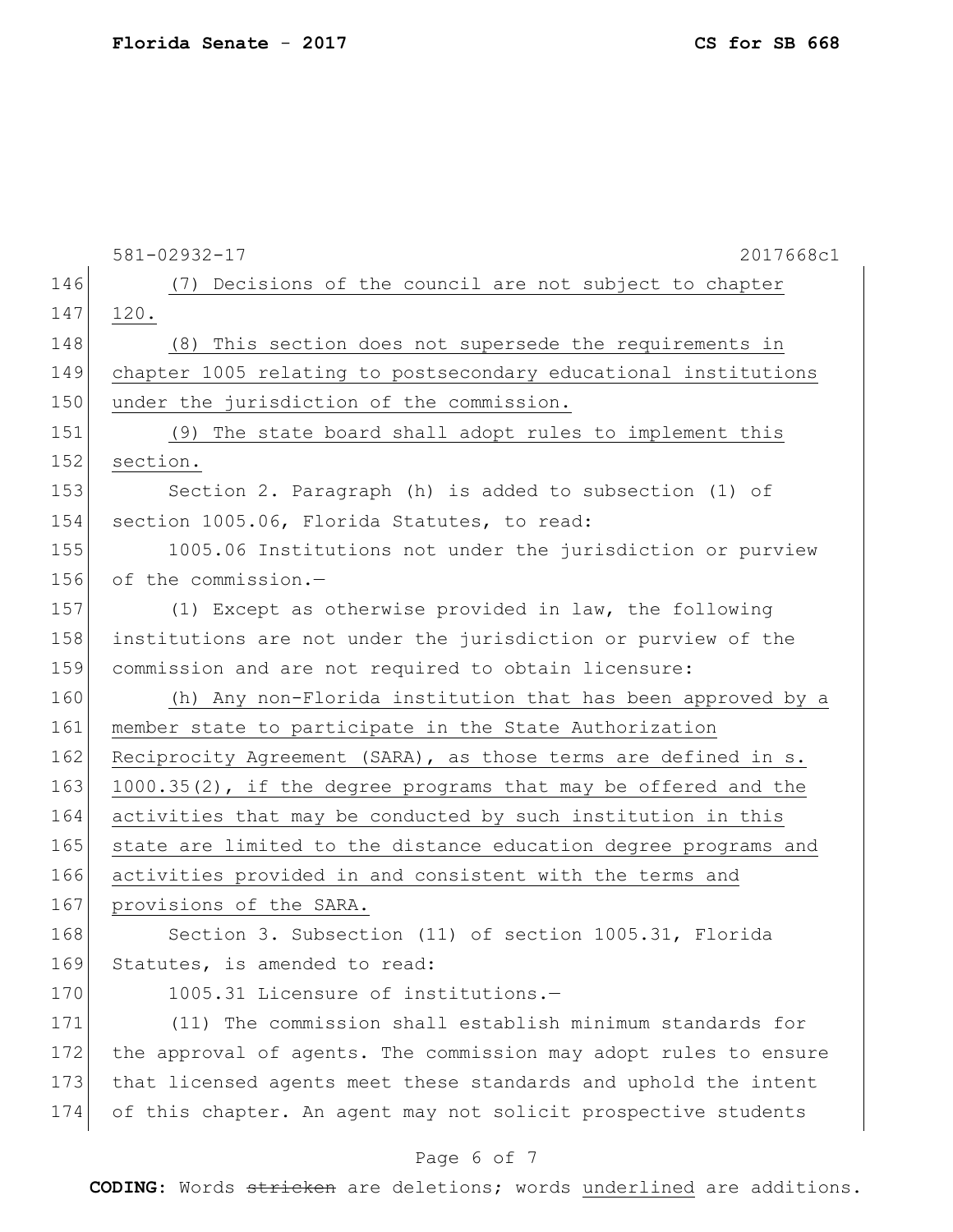(7) Decisions of the council are not subject to chapter 120.

(8) This section does not supersede the requirements in chapter 1005 relating to postsecondary educational institutions under the jurisdiction of the commission.

(9) The state board shall adopt rules to implement this section.

Section 2. Paragraph (h) is added to subsection (1) of section 1005.06, Florida Statutes, to read:

1005.06 Institutions not under the jurisdiction or purview of the commission.—

(1) Except as otherwise provided in law, the following institutions are not under the jurisdiction or purview of the commission and are not required to obtain licensure:

(h) Any non-Florida institution that has been approved by a member state to participate in the State Authorization Reciprocity Agreement (SARA), as those terms are defined in s. 1000.35(2), if the degree programs that may be offered and the activities that may be conducted by such institution in this state are limited to the distance education degree programs and activities provided in and consistent with the terms and provisions of the SARA.

Section 3. Subsection (11) of section 1005.31, Florida Statutes, is amended to read:

1005.31 Licensure of institutions.—

(11) The commission shall establish minimum standards for the approval of agents. The commission may adopt rules to ensure that licensed agents meet these standards and uphold the intent of this chapter. An agent may not solicit prospective students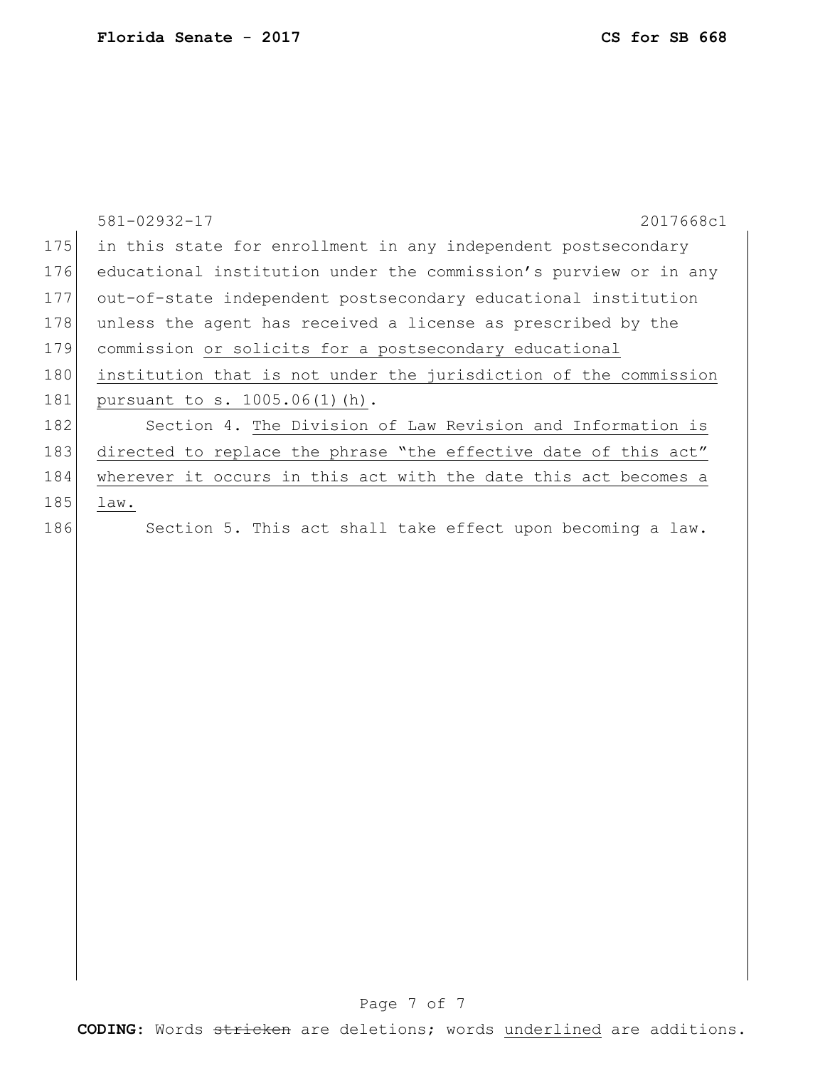in this state for enrollment in any independent postsecondary educational institution under the commission's purview or in any out-of-state independent postsecondary educational institution unless the agent has received a license as prescribed by the commission <u>or solicits for a postsecondary educational institution that is not under the jurisdiction of the commission pursuant to s. 1005.06(1)(h)</u>.

Section 4. <u>The Division of Law Revision and Information is directed to replace the phrase "the effective date of this act" wherever it occurs in this act with the date this act becomes a law.</u>

Section 5. This act shall take effect upon becoming a law.